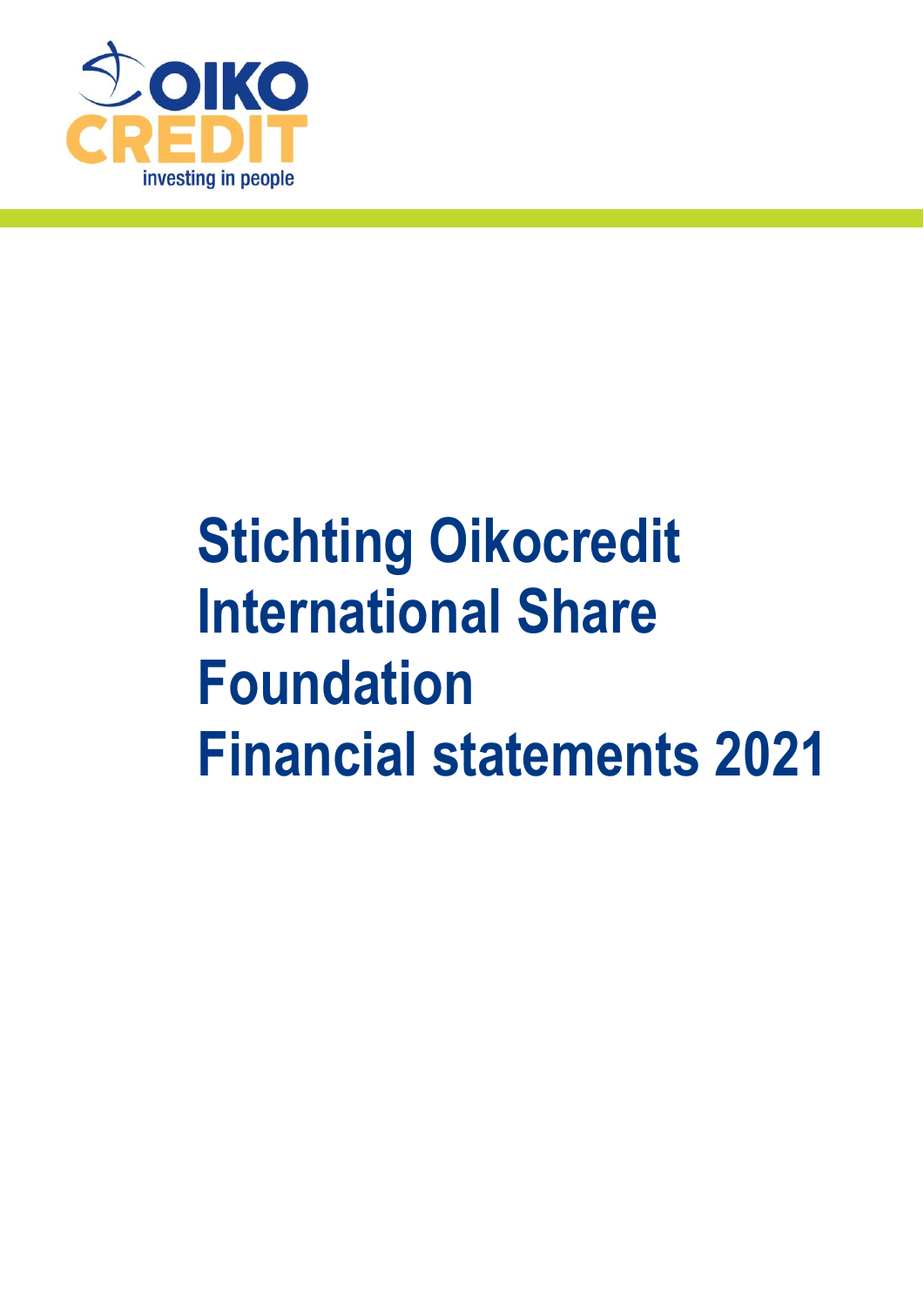OIKO CREDIT

investing in people

# Stichting Oikocredit International Share Foundation Financial statements 2021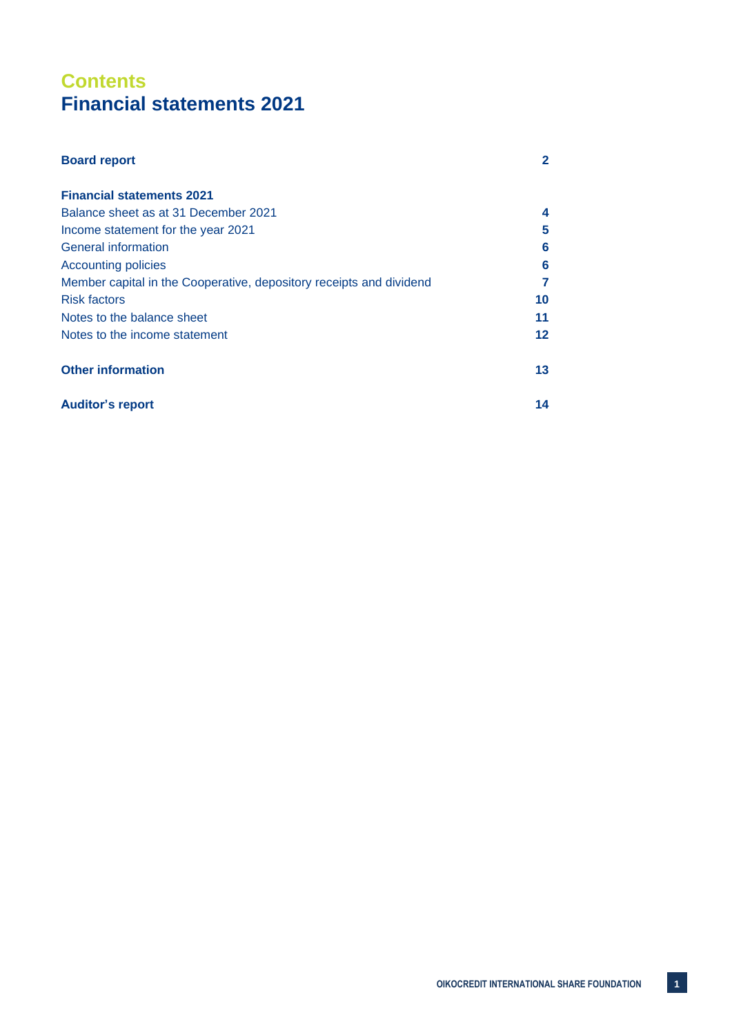# Contents
# Financial statements 2021

| | |
|---|---|
| **Board report** | **2** |
| **Financial statements 2021** | |
| Balance sheet as at 31 December 2021 | **4** |
| Income statement for the year 2021 | **5** |
| General information | **6** |
| Accounting policies | **6** |
| Member capital in the Cooperative, depository receipts and dividend | **7** |
| Risk factors | **10** |
| Notes to the balance sheet | **11** |
| Notes to the income statement | **12** |
| **Other information** | **13** |
| **Auditor's report** | **14** |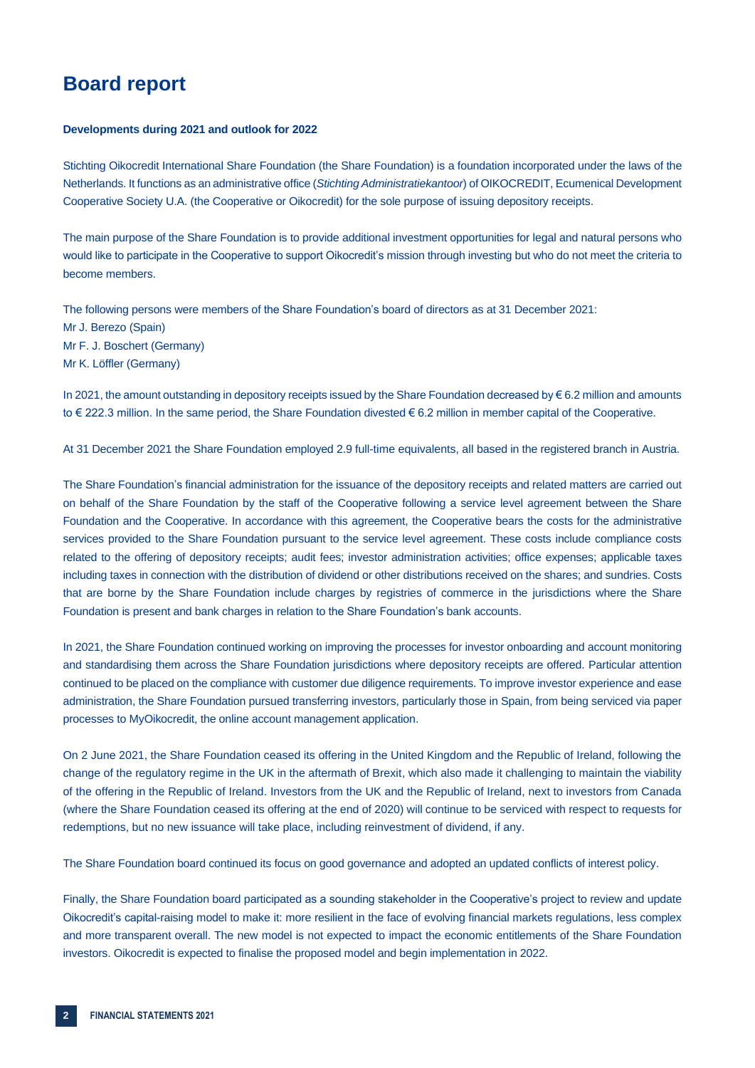# Board report

**Developments during 2021 and outlook for 2022**

Stichting Oikocredit International Share Foundation (the Share Foundation) is a foundation incorporated under the laws of the Netherlands. It functions as an administrative office (*Stichting Administratiekantoor*) of OIKOCREDIT, Ecumenical Development Cooperative Society U.A. (the Cooperative or Oikocredit) for the sole purpose of issuing depository receipts.

The main purpose of the Share Foundation is to provide additional investment opportunities for legal and natural persons who would like to participate in the Cooperative to support Oikocredit's mission through investing but who do not meet the criteria to become members.

The following persons were members of the Share Foundation's board of directors as at 31 December 2021:
Mr J. Berezo (Spain)
Mr F. J. Boschert (Germany)
Mr K. Löffler (Germany)

In 2021, the amount outstanding in depository receipts issued by the Share Foundation decreased by € 6.2 million and amounts to € 222.3 million. In the same period, the Share Foundation divested € 6.2 million in member capital of the Cooperative.

At 31 December 2021 the Share Foundation employed 2.9 full-time equivalents, all based in the registered branch in Austria.

The Share Foundation's financial administration for the issuance of the depository receipts and related matters are carried out on behalf of the Share Foundation by the staff of the Cooperative following a service level agreement between the Share Foundation and the Cooperative. In accordance with this agreement, the Cooperative bears the costs for the administrative services provided to the Share Foundation pursuant to the service level agreement. These costs include compliance costs related to the offering of depository receipts; audit fees; investor administration activities; office expenses; applicable taxes including taxes in connection with the distribution of dividend or other distributions received on the shares; and sundries. Costs that are borne by the Share Foundation include charges by registries of commerce in the jurisdictions where the Share Foundation is present and bank charges in relation to the Share Foundation's bank accounts.

In 2021, the Share Foundation continued working on improving the processes for investor onboarding and account monitoring and standardising them across the Share Foundation jurisdictions where depository receipts are offered. Particular attention continued to be placed on the compliance with customer due diligence requirements. To improve investor experience and ease administration, the Share Foundation pursued transferring investors, particularly those in Spain, from being serviced via paper processes to MyOikocredit, the online account management application.

On 2 June 2021, the Share Foundation ceased its offering in the United Kingdom and the Republic of Ireland, following the change of the regulatory regime in the UK in the aftermath of Brexit, which also made it challenging to maintain the viability of the offering in the Republic of Ireland. Investors from the UK and the Republic of Ireland, next to investors from Canada (where the Share Foundation ceased its offering at the end of 2020) will continue to be serviced with respect to requests for redemptions, but no new issuance will take place, including reinvestment of dividend, if any.

The Share Foundation board continued its focus on good governance and adopted an updated conflicts of interest policy.

Finally, the Share Foundation board participated as a sounding stakeholder in the Cooperative's project to review and update Oikocredit's capital-raising model to make it: more resilient in the face of evolving financial markets regulations, less complex and more transparent overall. The new model is not expected to impact the economic entitlements of the Share Foundation investors. Oikocredit is expected to finalise the proposed model and begin implementation in 2022.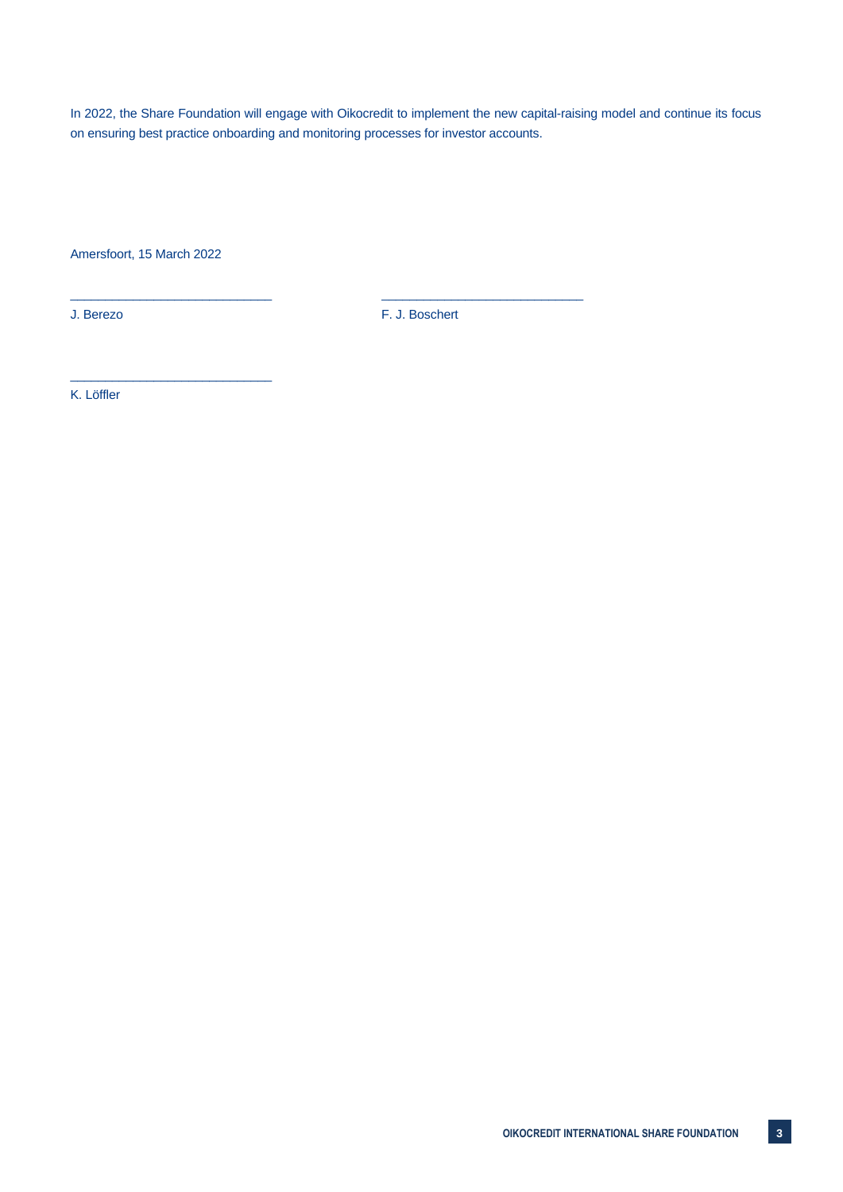In 2022, the Share Foundation will engage with Oikocredit to implement the new capital-raising model and continue its focus on ensuring best practice onboarding and monitoring processes for investor accounts.

Amersfoort, 15 March 2022

\_\_\_\_\_\_\_\_\_\_\_\_\_\_\_\_\_\_\_\_\_\_\_\_\_\_\_\_

J. Berezo

\_\_\_\_\_\_\_\_\_\_\_\_\_\_\_\_\_\_\_\_\_\_\_\_\_\_\_\_

F. J. Boschert

\_\_\_\_\_\_\_\_\_\_\_\_\_\_\_\_\_\_\_\_\_\_\_\_\_\_\_\_

K. Löffler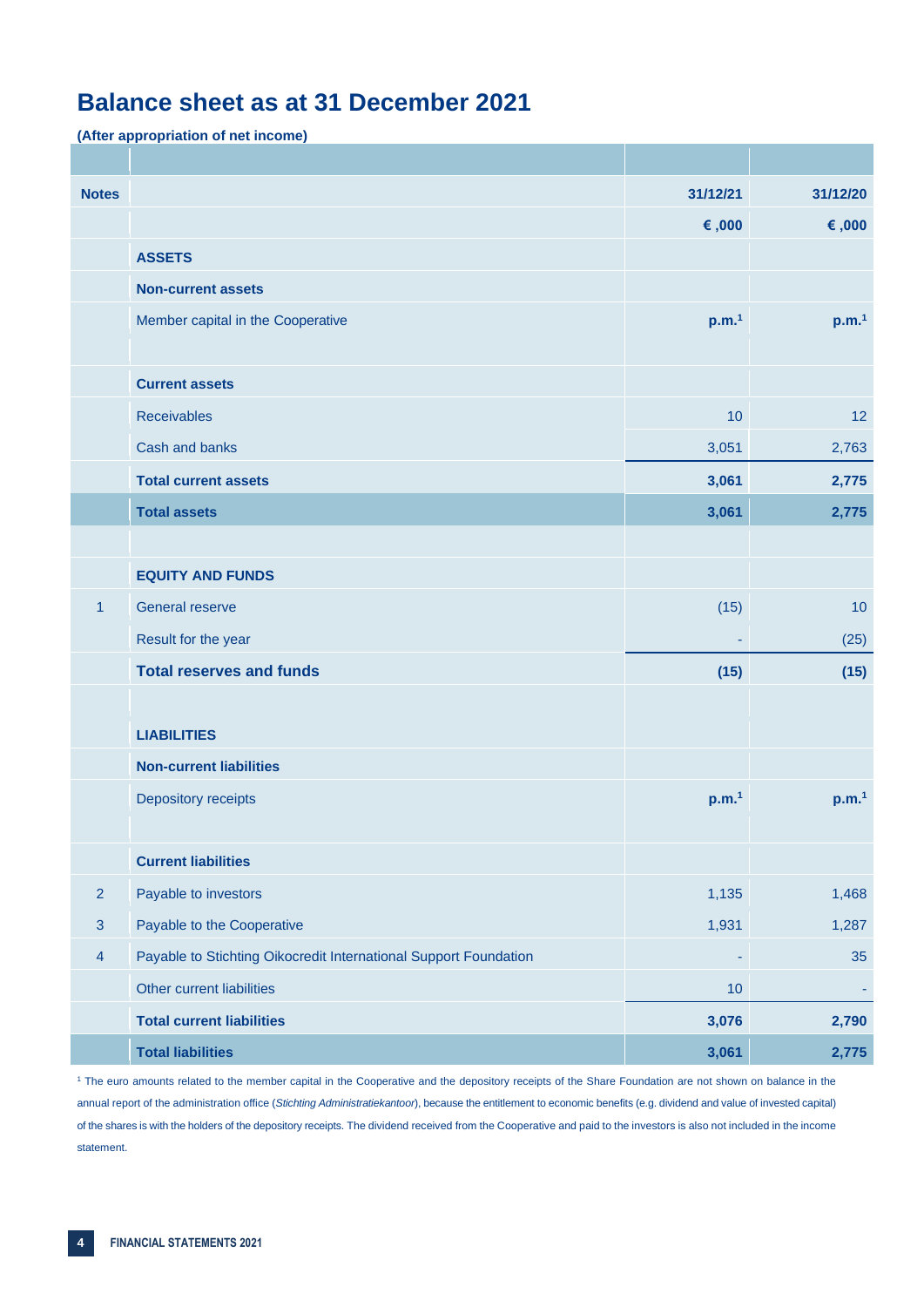# Balance sheet as at 31 December 2021

**(After appropriation of net income)**

| Notes | | 31/12/21 | 31/12/20 |
|---|---|---|---|
| | | **€ ,000** | **€ ,000** |
| | **ASSETS** | | |
| | **Non-current assets** | | |
| | Member capital in the Cooperative | **p.m.**[1] | **p.m.**[1] |
| | | | |
| | **Current assets** | | |
| | Receivables | 10 | 12 |
| | Cash and banks | 3,051 | 2,763 |
| | **Total current assets** | **3,061** | **2,775** |
| | **Total assets** | **3,061** | **2,775** |
| | | | |
| | **EQUITY AND FUNDS** | | |
| 1 | General reserve | (15) | 10 |
| | Result for the year | - | (25) |
| | **Total reserves and funds** | **(15)** | **(15)** |
| | | | |
| | **LIABILITIES** | | |
| | **Non-current liabilities** | | |
| | Depository receipts | **p.m.**[1] | **p.m.**[1] |
| | | | |
| | **Current liabilities** | | |
| 2 | Payable to investors | 1,135 | 1,468 |
| 3 | Payable to the Cooperative | 1,931 | 1,287 |
| 4 | Payable to Stichting Oikocredit International Support Foundation | - | 35 |
| | Other current liabilities | 10 | - |
| | **Total current liabilities** | **3,076** | **2,790** |
| | **Total liabilities** | **3,061** | **2,775** |

[1] The euro amounts related to the member capital in the Cooperative and the depository receipts of the Share Foundation are not shown on balance in the annual report of the administration office (*Stichting Administratiekantoor*), because the entitlement to economic benefits (e.g. dividend and value of invested capital) of the shares is with the holders of the depository receipts. The dividend received from the Cooperative and paid to the investors is also not included in the income statement.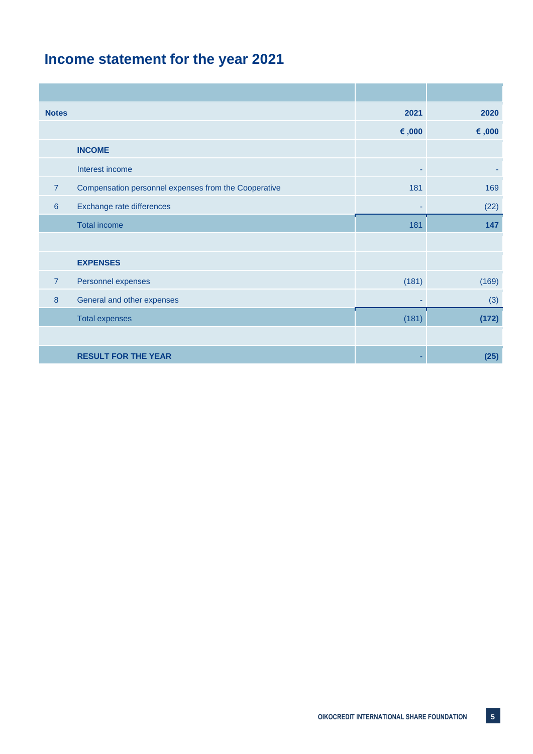# Income statement for the year 2021

| Notes | | 2021 | 2020 |
|---|---|---|---|
| | | € ,000 | € ,000 |
| | **INCOME** | | |
| | Interest income | - | - |
| 7 | Compensation personnel expenses from the Cooperative | 181 | 169 |
| 6 | Exchange rate differences | - | (22) |
| | Total income | 181 | **147** |
| | | | |
| | **EXPENSES** | | |
| 7 | Personnel expenses | (181) | (169) |
| 8 | General and other expenses | - | (3) |
| | Total expenses | (181) | **(172)** |
| | | | |
| | **RESULT FOR THE YEAR** | - | **(25)** |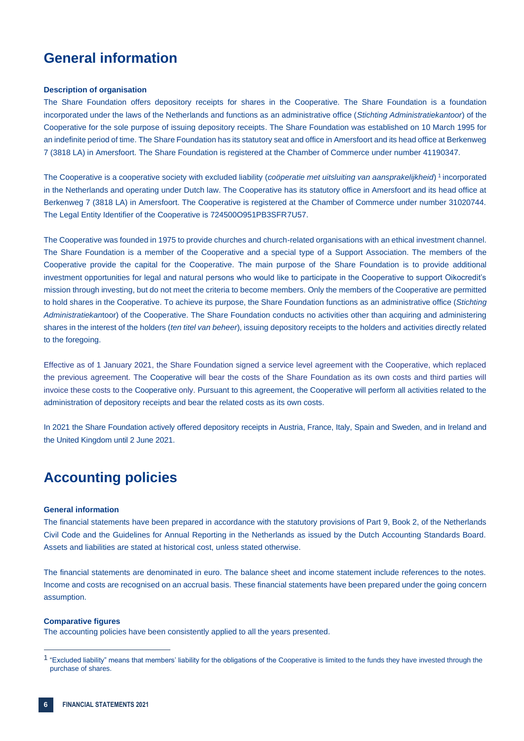# General information

### Description of organisation

The Share Foundation offers depository receipts for shares in the Cooperative. The Share Foundation is a foundation incorporated under the laws of the Netherlands and functions as an administrative office (*Stichting Administratiekantoor*) of the Cooperative for the sole purpose of issuing depository receipts. The Share Foundation was established on 10 March 1995 for an indefinite period of time. The Share Foundation has its statutory seat and office in Amersfoort and its head office at Berkenweg 7 (3818 LA) in Amersfoort. The Share Foundation is registered at the Chamber of Commerce under number 41190347.

The Cooperative is a cooperative society with excluded liability (*coöperatie met uitsluiting van aansprakelijkheid*) [1] incorporated in the Netherlands and operating under Dutch law. The Cooperative has its statutory office in Amersfoort and its head office at Berkenweg 7 (3818 LA) in Amersfoort. The Cooperative is registered at the Chamber of Commerce under number 31020744. The Legal Entity Identifier of the Cooperative is 724500O951PB3SFR7U57.

The Cooperative was founded in 1975 to provide churches and church-related organisations with an ethical investment channel. The Share Foundation is a member of the Cooperative and a special type of a Support Association. The members of the Cooperative provide the capital for the Cooperative. The main purpose of the Share Foundation is to provide additional investment opportunities for legal and natural persons who would like to participate in the Cooperative to support Oikocredit's mission through investing, but do not meet the criteria to become members. Only the members of the Cooperative are permitted to hold shares in the Cooperative. To achieve its purpose, the Share Foundation functions as an administrative office (*Stichting Administratiekan*toor) of the Cooperative. The Share Foundation conducts no activities other than acquiring and administering shares in the interest of the holders (*ten titel van beheer*), issuing depository receipts to the holders and activities directly related to the foregoing.

Effective as of 1 January 2021, the Share Foundation signed a service level agreement with the Cooperative, which replaced the previous agreement. The Cooperative will bear the costs of the Share Foundation as its own costs and third parties will invoice these costs to the Cooperative only. Pursuant to this agreement, the Cooperative will perform all activities related to the administration of depository receipts and bear the related costs as its own costs.

In 2021 the Share Foundation actively offered depository receipts in Austria, France, Italy, Spain and Sweden, and in Ireland and the United Kingdom until 2 June 2021.

# Accounting policies

### General information

The financial statements have been prepared in accordance with the statutory provisions of Part 9, Book 2, of the Netherlands Civil Code and the Guidelines for Annual Reporting in the Netherlands as issued by the Dutch Accounting Standards Board. Assets and liabilities are stated at historical cost, unless stated otherwise.

The financial statements are denominated in euro. The balance sheet and income statement include references to the notes. Income and costs are recognised on an accrual basis. These financial statements have been prepared under the going concern assumption.

### Comparative figures

The accounting policies have been consistently applied to all the years presented.

---

[1] "Excluded liability" means that members' liability for the obligations of the Cooperative is limited to the funds they have invested through the purchase of shares.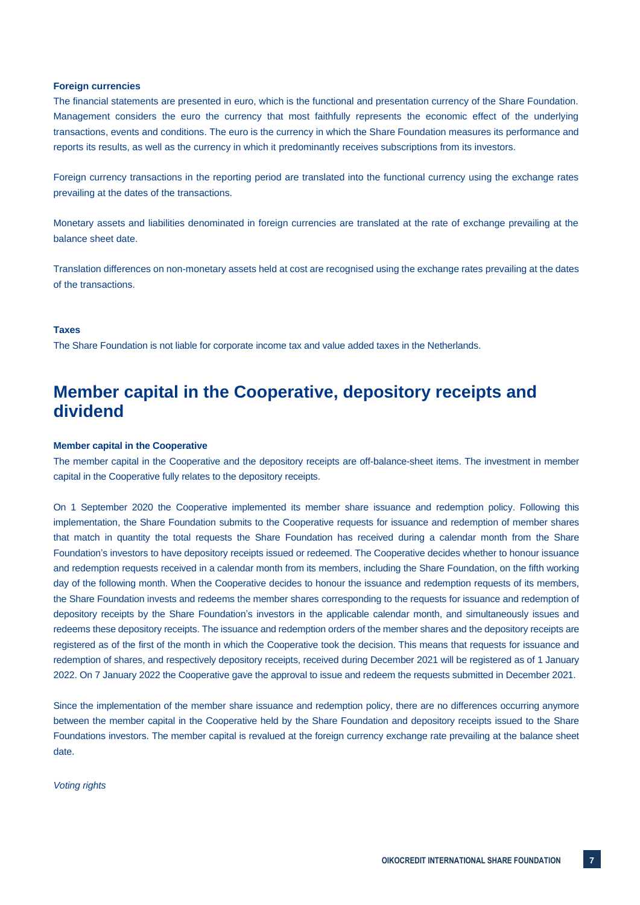**Foreign currencies**

The financial statements are presented in euro, which is the functional and presentation currency of the Share Foundation. Management considers the euro the currency that most faithfully represents the economic effect of the underlying transactions, events and conditions. The euro is the currency in which the Share Foundation measures its performance and reports its results, as well as the currency in which it predominantly receives subscriptions from its investors.

Foreign currency transactions in the reporting period are translated into the functional currency using the exchange rates prevailing at the dates of the transactions.

Monetary assets and liabilities denominated in foreign currencies are translated at the rate of exchange prevailing at the balance sheet date.

Translation differences on non-monetary assets held at cost are recognised using the exchange rates prevailing at the dates of the transactions.

**Taxes**

The Share Foundation is not liable for corporate income tax and value added taxes in the Netherlands.

# Member capital in the Cooperative, depository receipts and dividend

**Member capital in the Cooperative**

The member capital in the Cooperative and the depository receipts are off-balance-sheet items. The investment in member capital in the Cooperative fully relates to the depository receipts.

On 1 September 2020 the Cooperative implemented its member share issuance and redemption policy. Following this implementation, the Share Foundation submits to the Cooperative requests for issuance and redemption of member shares that match in quantity the total requests the Share Foundation has received during a calendar month from the Share Foundation's investors to have depository receipts issued or redeemed. The Cooperative decides whether to honour issuance and redemption requests received in a calendar month from its members, including the Share Foundation, on the fifth working day of the following month. When the Cooperative decides to honour the issuance and redemption requests of its members, the Share Foundation invests and redeems the member shares corresponding to the requests for issuance and redemption of depository receipts by the Share Foundation's investors in the applicable calendar month, and simultaneously issues and redeems these depository receipts. The issuance and redemption orders of the member shares and the depository receipts are registered as of the first of the month in which the Cooperative took the decision. This means that requests for issuance and redemption of shares, and respectively depository receipts, received during December 2021 will be registered as of 1 January 2022. On 7 January 2022 the Cooperative gave the approval to issue and redeem the requests submitted in December 2021.

Since the implementation of the member share issuance and redemption policy, there are no differences occurring anymore between the member capital in the Cooperative held by the Share Foundation and depository receipts issued to the Share Foundations investors. The member capital is revalued at the foreign currency exchange rate prevailing at the balance sheet date.

*Voting rights*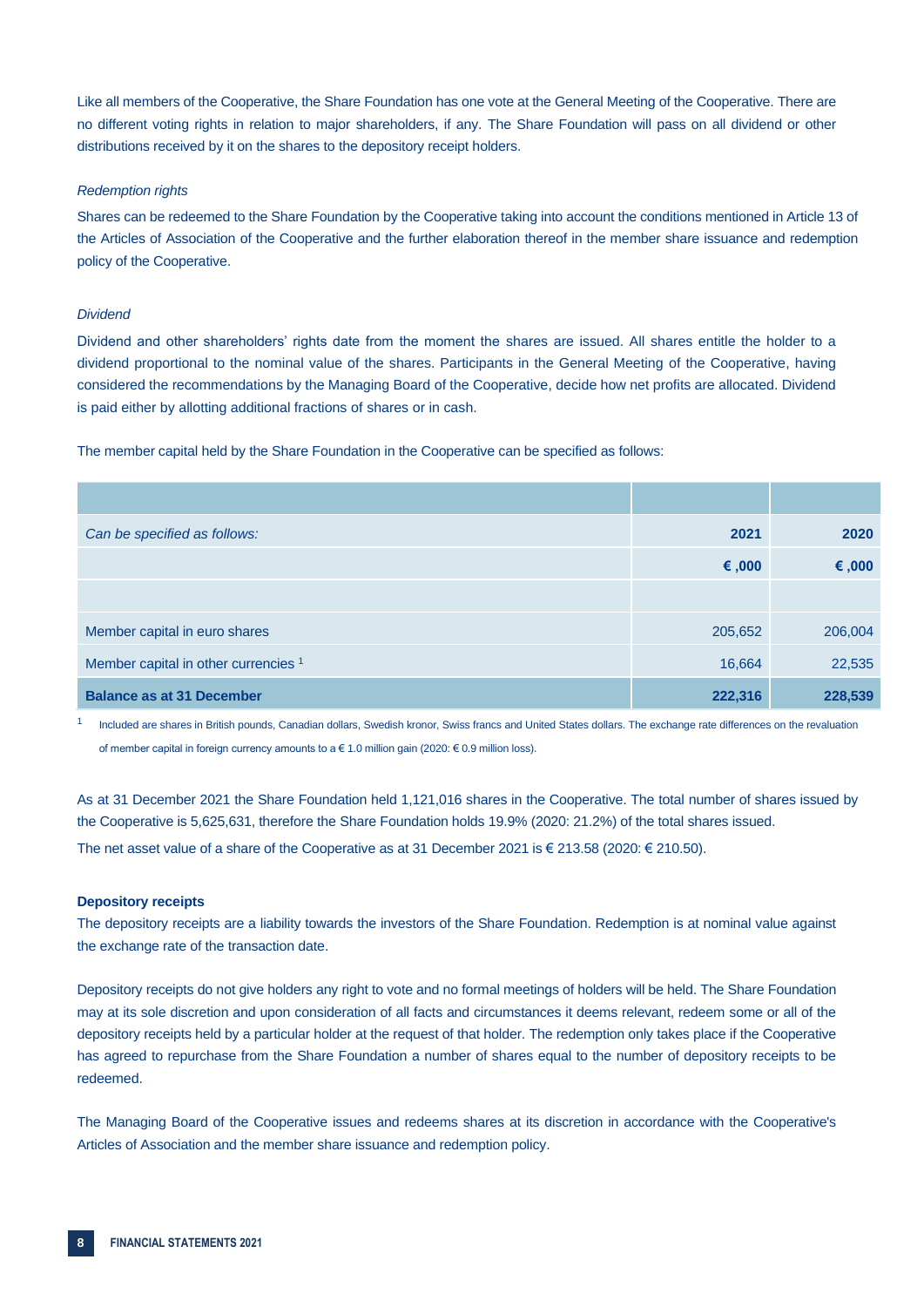Like all members of the Cooperative, the Share Foundation has one vote at the General Meeting of the Cooperative. There are no different voting rights in relation to major shareholders, if any. The Share Foundation will pass on all dividend or other distributions received by it on the shares to the depository receipt holders.

*Redemption rights*

Shares can be redeemed to the Share Foundation by the Cooperative taking into account the conditions mentioned in Article 13 of the Articles of Association of the Cooperative and the further elaboration thereof in the member share issuance and redemption policy of the Cooperative.

*Dividend*

Dividend and other shareholders' rights date from the moment the shares are issued. All shares entitle the holder to a dividend proportional to the nominal value of the shares. Participants in the General Meeting of the Cooperative, having considered the recommendations by the Managing Board of the Cooperative, decide how net profits are allocated. Dividend is paid either by allotting additional fractions of shares or in cash.

The member capital held by the Share Foundation in the Cooperative can be specified as follows:

| *Can be specified as follows:* | **2021** | **2020** |
|---|---|---|
| | **€ ,000** | **€ ,000** |
| | | |
| Member capital in euro shares | 205,652 | 206,004 |
| Member capital in other currencies [1] | 16,664 | 22,535 |
| **Balance as at 31 December** | **222,316** | **228,539** |

[1] Included are shares in British pounds, Canadian dollars, Swedish kronor, Swiss francs and United States dollars. The exchange rate differences on the revaluation of member capital in foreign currency amounts to a € 1.0 million gain (2020: € 0.9 million loss).

As at 31 December 2021 the Share Foundation held 1,121,016 shares in the Cooperative. The total number of shares issued by the Cooperative is 5,625,631, therefore the Share Foundation holds 19.9% (2020: 21.2%) of the total shares issued.

The net asset value of a share of the Cooperative as at 31 December 2021 is € 213.58 (2020: € 210.50).

**Depository receipts**

The depository receipts are a liability towards the investors of the Share Foundation. Redemption is at nominal value against the exchange rate of the transaction date.

Depository receipts do not give holders any right to vote and no formal meetings of holders will be held. The Share Foundation may at its sole discretion and upon consideration of all facts and circumstances it deems relevant, redeem some or all of the depository receipts held by a particular holder at the request of that holder. The redemption only takes place if the Cooperative has agreed to repurchase from the Share Foundation a number of shares equal to the number of depository receipts to be redeemed.

The Managing Board of the Cooperative issues and redeems shares at its discretion in accordance with the Cooperative's Articles of Association and the member share issuance and redemption policy.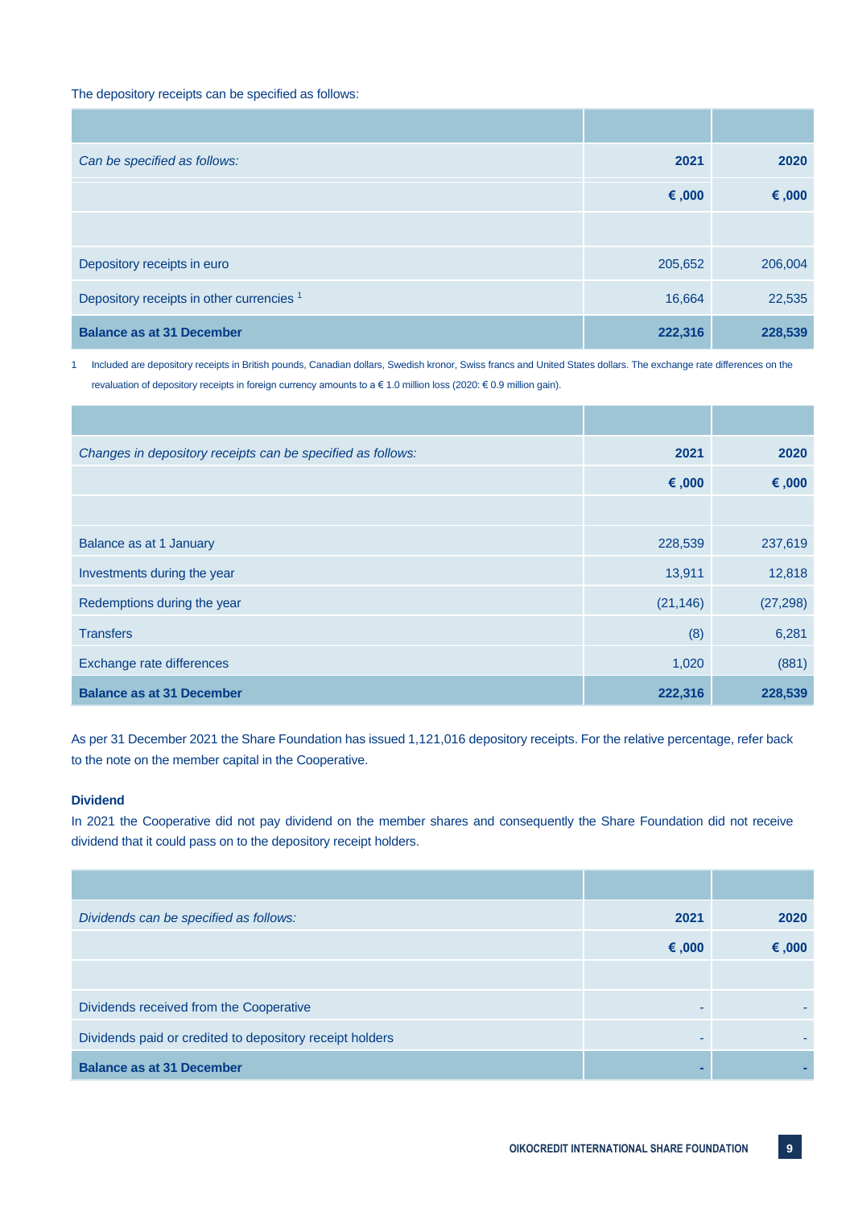The depository receipts can be specified as follows:

| *Can be specified as follows:* | 2021 | 2020 |
|---|---|---|
| | € ,000 | € ,000 |
| Depository receipts in euro | 205,652 | 206,004 |
| Depository receipts in other currencies [1] | 16,664 | 22,535 |
| **Balance as at 31 December** | **222,316** | **228,539** |

1 Included are depository receipts in British pounds, Canadian dollars, Swedish kronor, Swiss francs and United States dollars. The exchange rate differences on the revaluation of depository receipts in foreign currency amounts to a € 1.0 million loss (2020: € 0.9 million gain).

| *Changes in depository receipts can be specified as follows:* | 2021 | 2020 |
|---|---|---|
| | € ,000 | € ,000 |
| Balance as at 1 January | 228,539 | 237,619 |
| Investments during the year | 13,911 | 12,818 |
| Redemptions during the year | (21,146) | (27,298) |
| Transfers | (8) | 6,281 |
| Exchange rate differences | 1,020 | (881) |
| **Balance as at 31 December** | **222,316** | **228,539** |

As per 31 December 2021 the Share Foundation has issued 1,121,016 depository receipts. For the relative percentage, refer back to the note on the member capital in the Cooperative.

**Dividend**

In 2021 the Cooperative did not pay dividend on the member shares and consequently the Share Foundation did not receive dividend that it could pass on to the depository receipt holders.

| *Dividends can be specified as follows:* | 2021 | 2020 |
|---|---|---|
| | € ,000 | € ,000 |
| Dividends received from the Cooperative | - | - |
| Dividends paid or credited to depository receipt holders | - | - |
| **Balance as at 31 December** | **-** | **-** |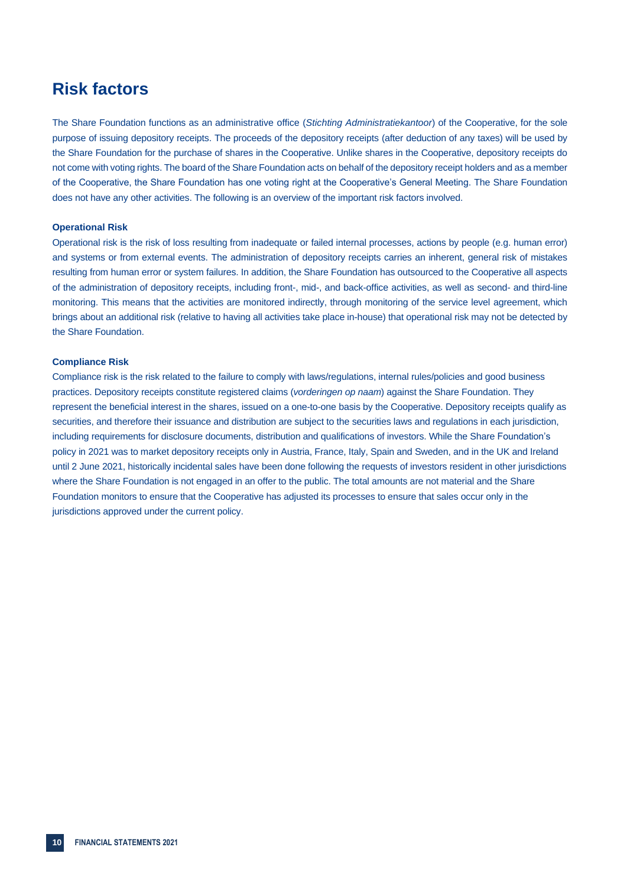# Risk factors

The Share Foundation functions as an administrative office (*Stichting Administratiekantoor*) of the Cooperative, for the sole purpose of issuing depository receipts. The proceeds of the depository receipts (after deduction of any taxes) will be used by the Share Foundation for the purchase of shares in the Cooperative. Unlike shares in the Cooperative, depository receipts do not come with voting rights. The board of the Share Foundation acts on behalf of the depository receipt holders and as a member of the Cooperative, the Share Foundation has one voting right at the Cooperative's General Meeting. The Share Foundation does not have any other activities. The following is an overview of the important risk factors involved.

### Operational Risk

Operational risk is the risk of loss resulting from inadequate or failed internal processes, actions by people (e.g. human error) and systems or from external events. The administration of depository receipts carries an inherent, general risk of mistakes resulting from human error or system failures. In addition, the Share Foundation has outsourced to the Cooperative all aspects of the administration of depository receipts, including front-, mid-, and back-office activities, as well as second- and third-line monitoring. This means that the activities are monitored indirectly, through monitoring of the service level agreement, which brings about an additional risk (relative to having all activities take place in-house) that operational risk may not be detected by the Share Foundation.

### Compliance Risk

Compliance risk is the risk related to the failure to comply with laws/regulations, internal rules/policies and good business practices. Depository receipts constitute registered claims (*vorderingen op naam*) against the Share Foundation. They represent the beneficial interest in the shares, issued on a one-to-one basis by the Cooperative. Depository receipts qualify as securities, and therefore their issuance and distribution are subject to the securities laws and regulations in each jurisdiction, including requirements for disclosure documents, distribution and qualifications of investors. While the Share Foundation's policy in 2021 was to market depository receipts only in Austria, France, Italy, Spain and Sweden, and in the UK and Ireland until 2 June 2021, historically incidental sales have been done following the requests of investors resident in other jurisdictions where the Share Foundation is not engaged in an offer to the public. The total amounts are not material and the Share Foundation monitors to ensure that the Cooperative has adjusted its processes to ensure that sales occur only in the jurisdictions approved under the current policy.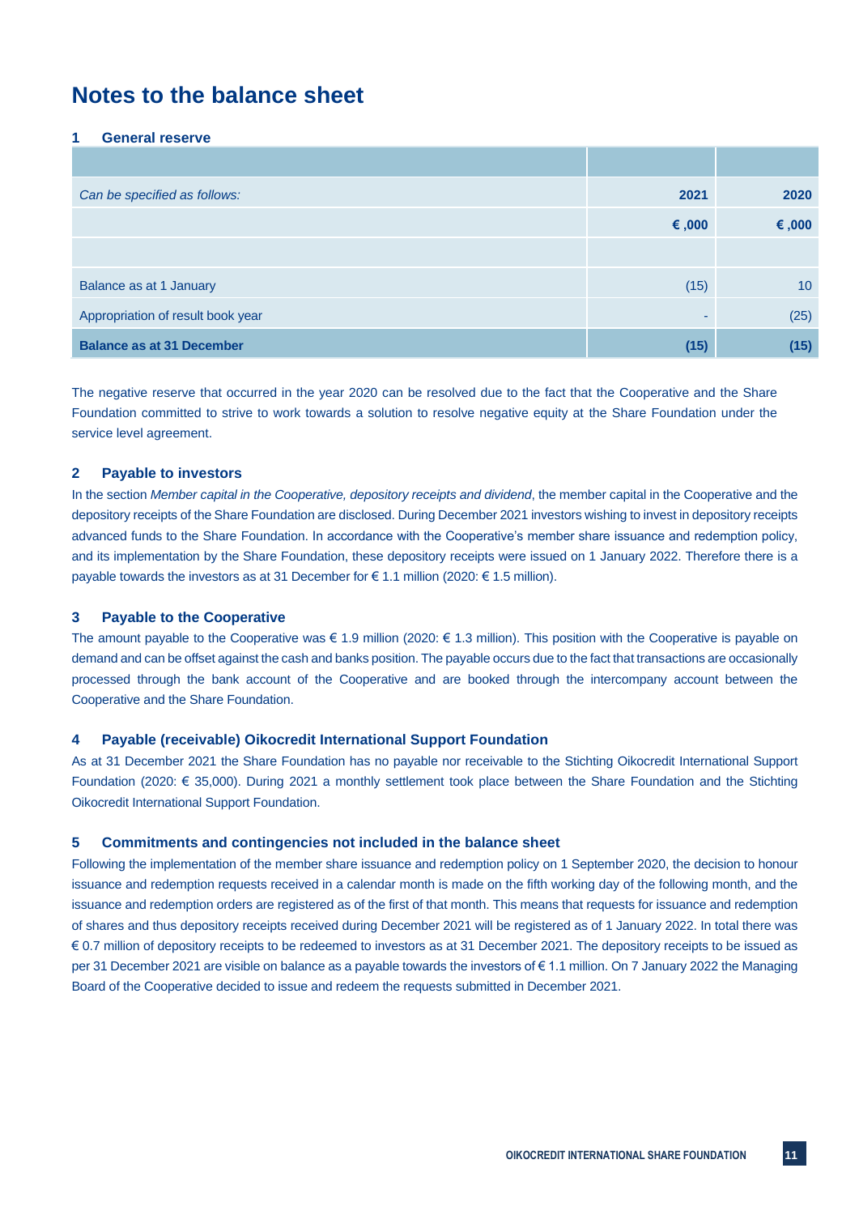# Notes to the balance sheet

### 1 General reserve

| *Can be specified as follows:* | 2021 | 2020 |
|---|---:|---:|
| | **€ ,000** | **€ ,000** |
| | | |
| Balance as at 1 January | (15) | 10 |
| Appropriation of result book year | - | (25) |
| **Balance as at 31 December** | **(15)** | **(15)** |

The negative reserve that occurred in the year 2020 can be resolved due to the fact that the Cooperative and the Share Foundation committed to strive to work towards a solution to resolve negative equity at the Share Foundation under the service level agreement.

### 2 Payable to investors

In the section *Member capital in the Cooperative, depository receipts and dividend*, the member capital in the Cooperative and the depository receipts of the Share Foundation are disclosed. During December 2021 investors wishing to invest in depository receipts advanced funds to the Share Foundation. In accordance with the Cooperative's member share issuance and redemption policy, and its implementation by the Share Foundation, these depository receipts were issued on 1 January 2022. Therefore there is a payable towards the investors as at 31 December for € 1.1 million (2020: € 1.5 million).

### 3 Payable to the Cooperative

The amount payable to the Cooperative was € 1.9 million (2020: € 1.3 million). This position with the Cooperative is payable on demand and can be offset against the cash and banks position. The payable occurs due to the fact that transactions are occasionally processed through the bank account of the Cooperative and are booked through the intercompany account between the Cooperative and the Share Foundation.

### 4 Payable (receivable) Oikocredit International Support Foundation

As at 31 December 2021 the Share Foundation has no payable nor receivable to the Stichting Oikocredit International Support Foundation (2020: € 35,000). During 2021 a monthly settlement took place between the Share Foundation and the Stichting Oikocredit International Support Foundation.

### 5 Commitments and contingencies not included in the balance sheet

Following the implementation of the member share issuance and redemption policy on 1 September 2020, the decision to honour issuance and redemption requests received in a calendar month is made on the fifth working day of the following month, and the issuance and redemption orders are registered as of the first of that month. This means that requests for issuance and redemption of shares and thus depository receipts received during December 2021 will be registered as of 1 January 2022. In total there was € 0.7 million of depository receipts to be redeemed to investors as at 31 December 2021. The depository receipts to be issued as per 31 December 2021 are visible on balance as a payable towards the investors of € 1.1 million. On 7 January 2022 the Managing Board of the Cooperative decided to issue and redeem the requests submitted in December 2021.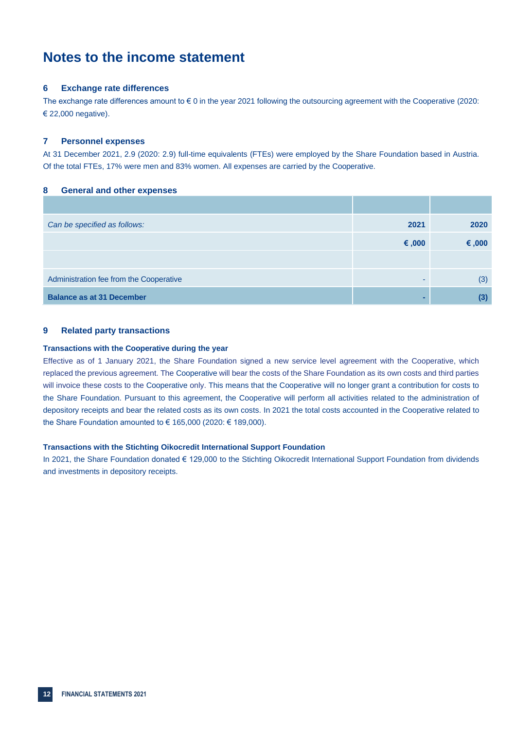# Notes to the income statement

## 6 Exchange rate differences

The exchange rate differences amount to € 0 in the year 2021 following the outsourcing agreement with the Cooperative (2020: € 22,000 negative).

## 7 Personnel expenses

At 31 December 2021, 2.9 (2020: 2.9) full-time equivalents (FTEs) were employed by the Share Foundation based in Austria. Of the total FTEs, 17% were men and 83% women. All expenses are carried by the Cooperative.

## 8 General and other expenses

| | | |
|---|---|---|
| *Can be specified as follows:* | **2021** | **2020** |
| | **€ ,000** | **€ ,000** |
| | | |
| Administration fee from the Cooperative | - | (3) |
| **Balance as at 31 December** | **-** | **(3)** |

## 9 Related party transactions

### Transactions with the Cooperative during the year

Effective as of 1 January 2021, the Share Foundation signed a new service level agreement with the Cooperative, which replaced the previous agreement. The Cooperative will bear the costs of the Share Foundation as its own costs and third parties will invoice these costs to the Cooperative only. This means that the Cooperative will no longer grant a contribution for costs to the Share Foundation. Pursuant to this agreement, the Cooperative will perform all activities related to the administration of depository receipts and bear the related costs as its own costs. In 2021 the total costs accounted in the Cooperative related to the Share Foundation amounted to € 165,000 (2020: € 189,000).

### Transactions with the Stichting Oikocredit International Support Foundation

In 2021, the Share Foundation donated € 129,000 to the Stichting Oikocredit International Support Foundation from dividends and investments in depository receipts.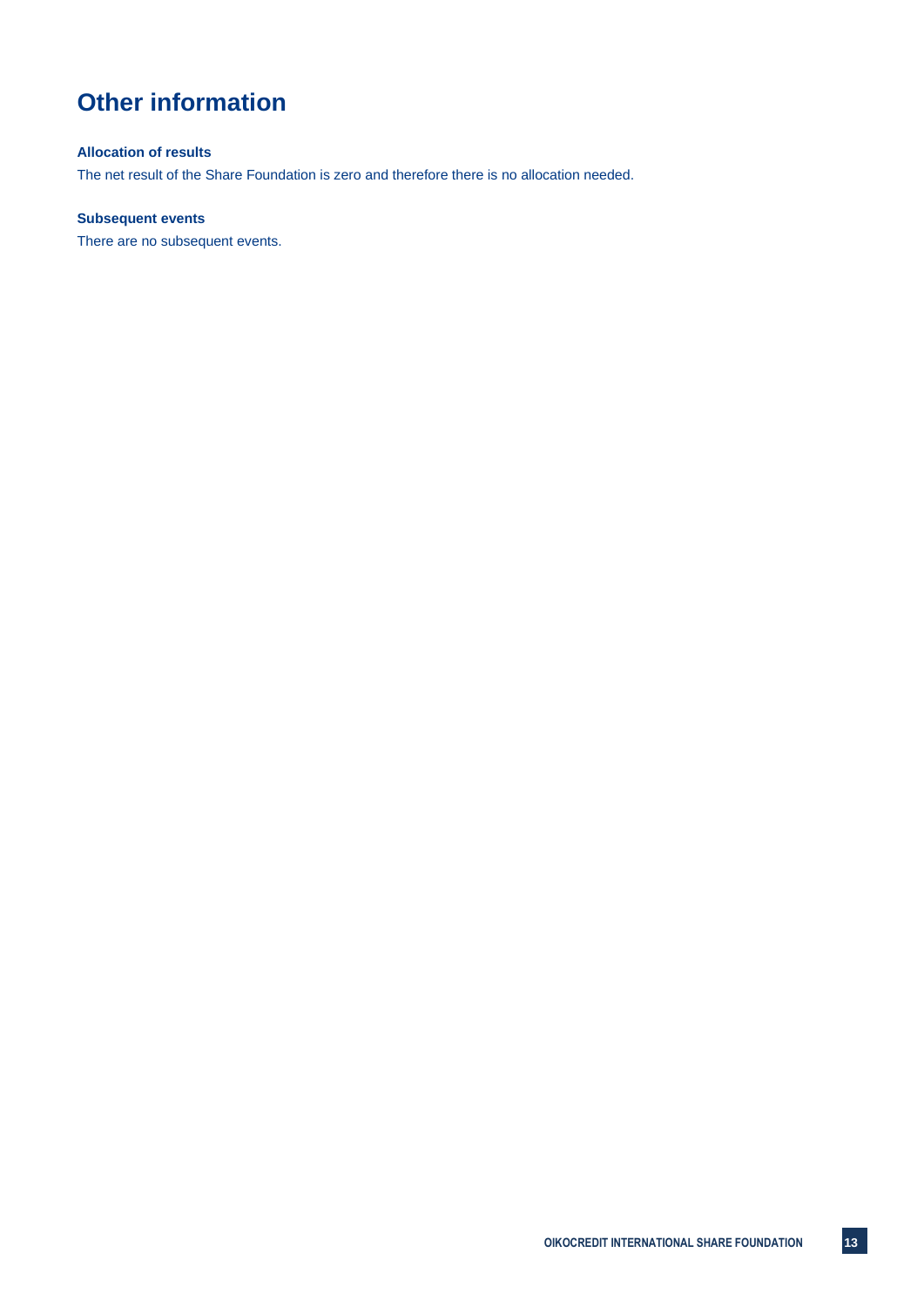# Other information

### Allocation of results

The net result of the Share Foundation is zero and therefore there is no allocation needed.

### Subsequent events

There are no subsequent events.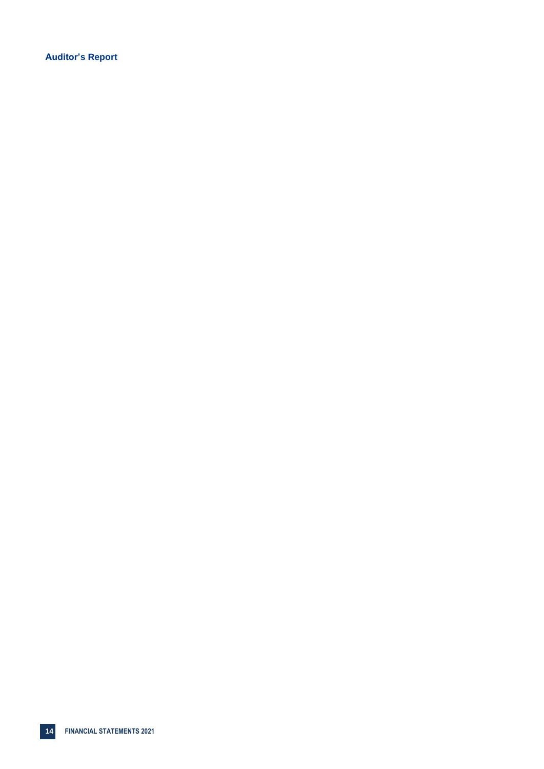## Auditor's Report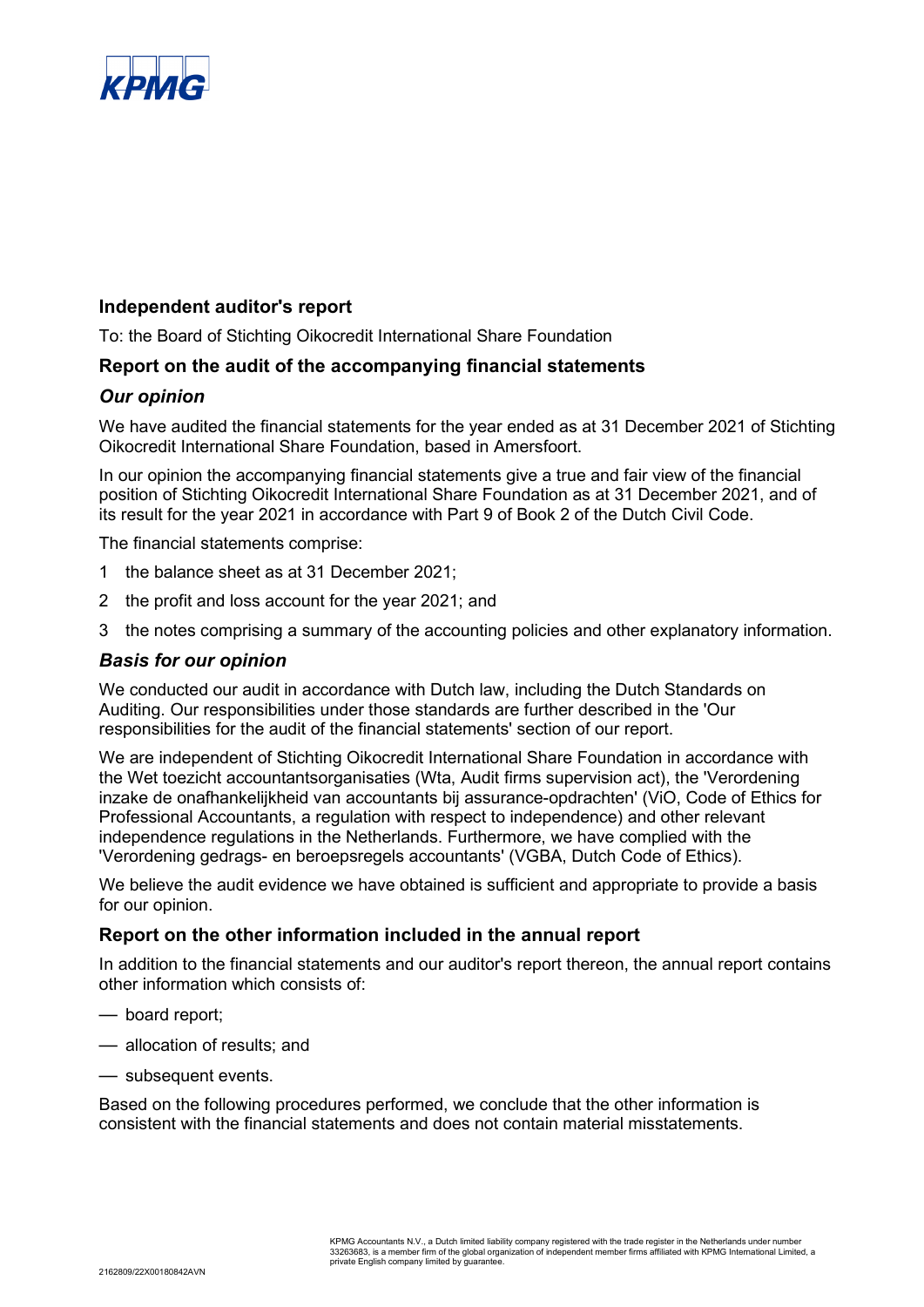## Independent auditor's report

To: the Board of Stichting Oikocredit International Share Foundation

### Report on the audit of the accompanying financial statements

#### *Our opinion*

We have audited the financial statements for the year ended as at 31 December 2021 of Stichting Oikocredit International Share Foundation, based in Amersfoort.

In our opinion the accompanying financial statements give a true and fair view of the financial position of Stichting Oikocredit International Share Foundation as at 31 December 2021, and of its result for the year 2021 in accordance with Part 9 of Book 2 of the Dutch Civil Code.

The financial statements comprise:

1. the balance sheet as at 31 December 2021;
2. the profit and loss account for the year 2021; and
3. the notes comprising a summary of the accounting policies and other explanatory information.

#### *Basis for our opinion*

We conducted our audit in accordance with Dutch law, including the Dutch Standards on Auditing. Our responsibilities under those standards are further described in the 'Our responsibilities for the audit of the financial statements' section of our report.

We are independent of Stichting Oikocredit International Share Foundation in accordance with the Wet toezicht accountantsorganisaties (Wta, Audit firms supervision act), the 'Verordening inzake de onafhankelijkheid van accountants bij assurance-opdrachten' (ViO, Code of Ethics for Professional Accountants, a regulation with respect to independence) and other relevant independence regulations in the Netherlands. Furthermore, we have complied with the 'Verordening gedrags- en beroepsregels accountants' (VGBA, Dutch Code of Ethics).

We believe the audit evidence we have obtained is sufficient and appropriate to provide a basis for our opinion.

### Report on the other information included in the annual report

In addition to the financial statements and our auditor's report thereon, the annual report contains other information which consists of:

- board report;
- allocation of results; and
- subsequent events.

Based on the following procedures performed, we conclude that the other information is consistent with the financial statements and does not contain material misstatements.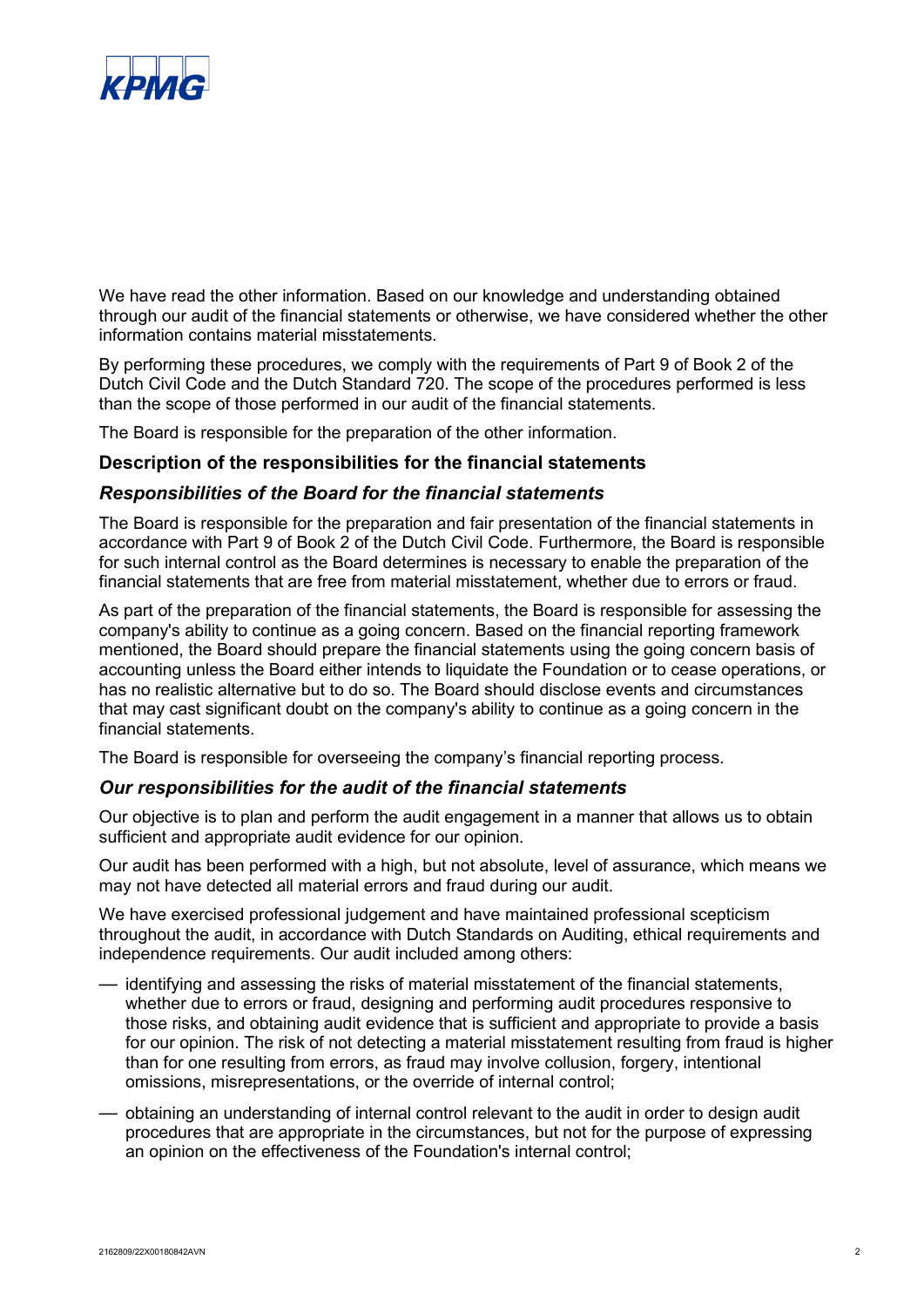We have read the other information. Based on our knowledge and understanding obtained through our audit of the financial statements or otherwise, we have considered whether the other information contains material misstatements.

By performing these procedures, we comply with the requirements of Part 9 of Book 2 of the Dutch Civil Code and the Dutch Standard 720. The scope of the procedures performed is less than the scope of those performed in our audit of the financial statements.

The Board is responsible for the preparation of the other information.

## Description of the responsibilities for the financial statements

### *Responsibilities of the Board for the financial statements*

The Board is responsible for the preparation and fair presentation of the financial statements in accordance with Part 9 of Book 2 of the Dutch Civil Code. Furthermore, the Board is responsible for such internal control as the Board determines is necessary to enable the preparation of the financial statements that are free from material misstatement, whether due to errors or fraud.

As part of the preparation of the financial statements, the Board is responsible for assessing the company's ability to continue as a going concern. Based on the financial reporting framework mentioned, the Board should prepare the financial statements using the going concern basis of accounting unless the Board either intends to liquidate the Foundation or to cease operations, or has no realistic alternative but to do so. The Board should disclose events and circumstances that may cast significant doubt on the company's ability to continue as a going concern in the financial statements.

The Board is responsible for overseeing the company's financial reporting process.

### *Our responsibilities for the audit of the financial statements*

Our objective is to plan and perform the audit engagement in a manner that allows us to obtain sufficient and appropriate audit evidence for our opinion.

Our audit has been performed with a high, but not absolute, level of assurance, which means we may not have detected all material errors and fraud during our audit.

We have exercised professional judgement and have maintained professional scepticism throughout the audit, in accordance with Dutch Standards on Auditing, ethical requirements and independence requirements. Our audit included among others:

- identifying and assessing the risks of material misstatement of the financial statements, whether due to errors or fraud, designing and performing audit procedures responsive to those risks, and obtaining audit evidence that is sufficient and appropriate to provide a basis for our opinion. The risk of not detecting a material misstatement resulting from fraud is higher than for one resulting from errors, as fraud may involve collusion, forgery, intentional omissions, misrepresentations, or the override of internal control;
- obtaining an understanding of internal control relevant to the audit in order to design audit procedures that are appropriate in the circumstances, but not for the purpose of expressing an opinion on the effectiveness of the Foundation's internal control;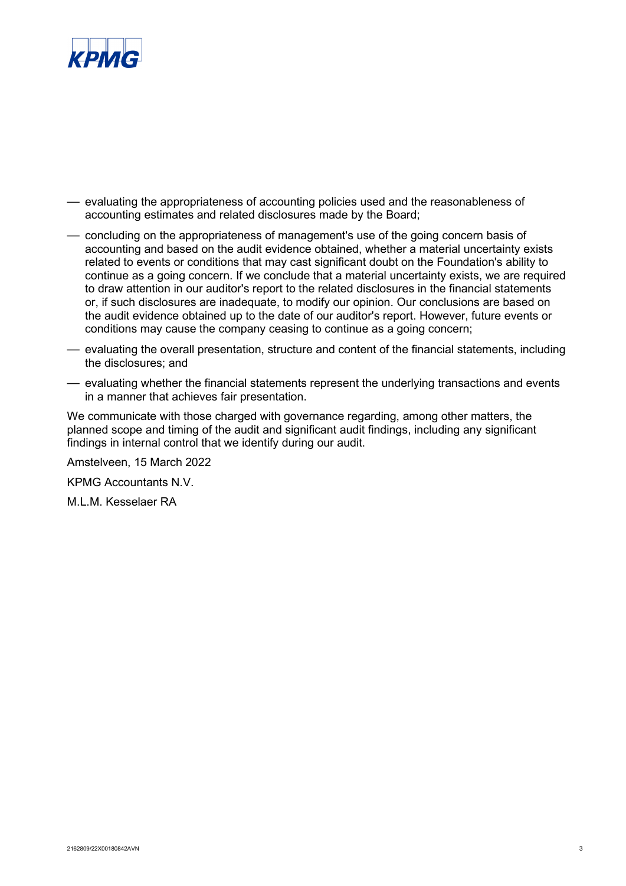- evaluating the appropriateness of accounting policies used and the reasonableness of accounting estimates and related disclosures made by the Board;
- concluding on the appropriateness of management's use of the going concern basis of accounting and based on the audit evidence obtained, whether a material uncertainty exists related to events or conditions that may cast significant doubt on the Foundation's ability to continue as a going concern. If we conclude that a material uncertainty exists, we are required to draw attention in our auditor's report to the related disclosures in the financial statements or, if such disclosures are inadequate, to modify our opinion. Our conclusions are based on the audit evidence obtained up to the date of our auditor's report. However, future events or conditions may cause the company ceasing to continue as a going concern;
- evaluating the overall presentation, structure and content of the financial statements, including the disclosures; and
- evaluating whether the financial statements represent the underlying transactions and events in a manner that achieves fair presentation.

We communicate with those charged with governance regarding, among other matters, the planned scope and timing of the audit and significant audit findings, including any significant findings in internal control that we identify during our audit.

Amstelveen, 15 March 2022

KPMG Accountants N.V.

M.L.M. Kesselaer RA

2162809/22X00180842AVN